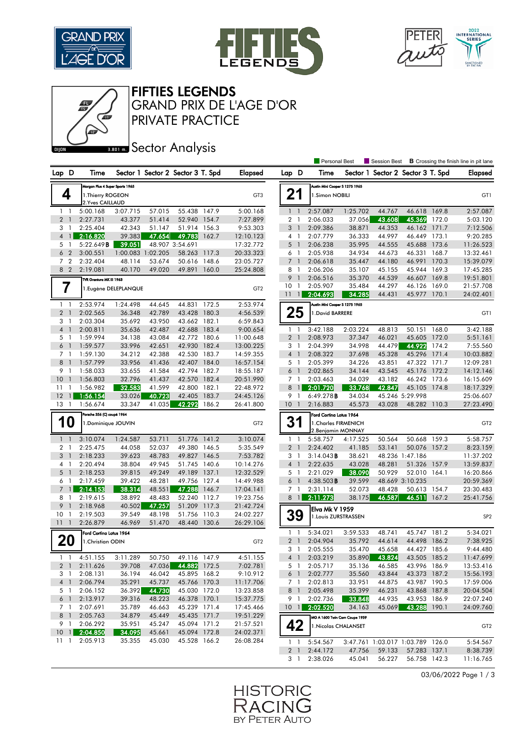# FIFTIES LEGENDS

## GRAND PRIX DE L'AGE D'OR

## PRIVATE PRACTICE

### Sector Analysis

DIJON 3.801 m.

Personal Best | Session Best | B Crossing the finish line in pit lane

**4** — Morgan Plus 4 Super Sports 1965 — 1.Thierry ROGEON, 2.Yves CAILLAUD — GT3

| Lap | D | Time | Sector 1 | Sector 2 | Sector 3 | T. Spd | Elapsed |
|---|---|---|---|---|---|---|---|
| 1 | 1 | 5:00.168 | 3:07.715 | 57.015 | 55.438 | 147.9 | 5:00.168 |
| 2 | 1 | 2:27.731 | 43.377 | 51.414 | 52.940 | 154.7 | 7:27.899 |
| 3 | 1 | 2:25.404 | 42.343 | 51.147 | 51.914 | 156.3 | 9:53.303 |
| 4 | 1 | 2:16.820 | 39.383 | 47.654 | 49.783 | 162.7 | 12:10.123 |
| 5 | 1 | 5:22.649B | 39.051 | 48.907 | 3:54.691 | | 17:32.772 |
| 6 | 2 | 3:00.551 | 1:00.083 | 1:02.205 | 58.263 | 117.3 | 20:33.323 |
| 7 | 2 | 2:32.404 | 48.114 | 53.674 | 50.616 | 148.6 | 23:05.727 |
| 8 | 2 | 2:19.081 | 40.170 | 49.020 | 49.891 | 160.0 | 25:24.808 |

**7** — TVR Grantura MK III 1963 — 1.Eugène DELEPLANQUE — GT2

| Lap | D | Time | Sector 1 | Sector 2 | Sector 3 | T. Spd | Elapsed |
|---|---|---|---|---|---|---|---|
| 1 | 1 | 2:53.974 | 1:24.498 | 44.645 | 44.831 | 172.5 | 2:53.974 |
| 2 | 1 | 2:02.565 | 36.348 | 42.789 | 43.428 | 180.3 | 4:56.539 |
| 3 | 1 | 2:03.304 | 35.692 | 43.950 | 43.662 | 182.1 | 6:59.843 |
| 4 | 1 | 2:00.811 | 35.636 | 42.487 | 42.688 | 183.4 | 9:00.654 |
| 5 | 1 | 1:59.994 | 34.138 | 43.084 | 42.772 | 180.6 | 11:00.648 |
| 6 | 1 | 1:59.577 | 33.996 | 42.651 | 42.930 | 182.4 | 13:00.225 |
| 7 | 1 | 1:59.130 | 34.212 | 42.388 | 42.530 | 183.7 | 14:59.355 |
| 8 | 1 | 1:57.799 | 33.956 | 41.436 | 42.407 | 184.0 | 16:57.154 |
| 9 | 1 | 1:58.033 | 33.655 | 41.584 | 42.794 | 182.7 | 18:55.187 |
| 10 | 1 | 1:56.803 | 32.796 | 41.437 | 42.570 | 182.4 | 20:51.990 |
| 11 | 1 | 1:56.982 | 32.583 | 41.599 | 42.800 | 182.1 | 22:48.972 |
| 12 | 1 | 1:56.154 | 33.026 | 40.723 | 42.405 | 183.7 | 24:45.126 |
| 13 | 1 | 1:56.674 | 33.347 | 41.035 | 42.292 | 186.2 | 26:41.800 |

**10** — Porsche 356 (C) coupé 1964 — 1.Dominique JOUVIN — GT2

| Lap | D | Time | Sector 1 | Sector 2 | Sector 3 | T. Spd | Elapsed |
|---|---|---|---|---|---|---|---|
| 1 | 1 | 3:10.074 | 1:24.587 | 53.711 | 51.776 | 141.2 | 3:10.074 |
| 2 | 1 | 2:25.475 | 44.058 | 52.037 | 49.380 | 146.5 | 5:35.549 |
| 3 | 1 | 2:18.233 | 39.623 | 48.783 | 49.827 | 146.5 | 7:53.782 |
| 4 | 1 | 2:20.494 | 38.804 | 49.945 | 51.745 | 140.6 | 10:14.276 |
| 5 | 1 | 2:18.253 | 39.815 | 49.249 | 49.189 | 137.1 | 12:32.529 |
| 6 | 1 | 2:17.459 | 39.422 | 48.281 | 49.756 | 127.4 | 14:49.988 |
| 7 | 1 | 2:14.153 | 38.314 | 48.551 | 47.288 | 146.7 | 17:04.141 |
| 8 | 1 | 2:19.615 | 38.892 | 48.483 | 52.240 | 112.7 | 19:23.756 |
| 9 | 1 | 2:18.968 | 40.502 | 47.257 | 51.209 | 117.3 | 21:42.724 |
| 10 | 1 | 2:19.503 | 39.549 | 48.198 | 51.756 | 110.3 | 24:02.227 |
| 11 | 1 | 2:26.879 | 46.969 | 51.470 | 48.440 | 130.6 | 26:29.106 |

**20** — Ford Cortina Lotus 1964 — 1.Christian ODIN — GT2

| Lap | D | Time | Sector 1 | Sector 2 | Sector 3 | T. Spd | Elapsed |
|---|---|---|---|---|---|---|---|
| 1 | 1 | 4:51.155 | 3:11.289 | 50.750 | 49.116 | 147.9 | 4:51.155 |
| 2 | 1 | 2:11.626 | 39.708 | 47.036 | 44.882 | 172.5 | 7:02.781 |
| 3 | 1 | 2:08.131 | 36.194 | 46.042 | 45.895 | 168.2 | 9:10.912 |
| 4 | 1 | 2:06.794 | 35.291 | 45.737 | 45.766 | 170.3 | 11:17.706 |
| 5 | 1 | 2:06.152 | 36.392 | 44.730 | 45.030 | 172.0 | 13:23.858 |
| 6 | 1 | 2:13.917 | 39.316 | 48.223 | 46.378 | 170.1 | 15:37.775 |
| 7 | 1 | 2:07.691 | 35.789 | 46.663 | 45.239 | 171.4 | 17:45.466 |
| 8 | 1 | 2:05.763 | 34.879 | 45.449 | 45.435 | 171.7 | 19:51.229 |
| 9 | 1 | 2:06.292 | 35.951 | 45.247 | 45.094 | 171.2 | 21:57.521 |
| 10 | 1 | 2:04.850 | 34.095 | 45.661 | 45.094 | 172.8 | 24:02.371 |
| 11 | 1 | 2:05.913 | 35.355 | 45.030 | 45.528 | 166.2 | 26:08.284 |

**21** — Austin Mini Cooper S 1275 1965 — 1.Simon NOBILI — GT1

| Lap | D | Time | Sector 1 | Sector 2 | Sector 3 | T. Spd | Elapsed |
|---|---|---|---|---|---|---|---|
| 1 | 1 | 2:57.087 | 1:25.702 | 44.767 | 46.618 | 169.8 | 2:57.087 |
| 2 | 1 | 2:06.033 | 37.056 | 43.608 | 45.369 | 172.0 | 5:03.120 |
| 3 | 1 | 2:09.386 | 38.871 | 44.353 | 46.162 | 171.7 | 7:12.506 |
| 4 | 1 | 2:07.779 | 36.333 | 44.997 | 46.449 | 173.1 | 9:20.285 |
| 5 | 1 | 2:06.238 | 35.995 | 44.555 | 45.688 | 173.6 | 11:26.523 |
| 6 | 1 | 2:05.938 | 34.934 | 44.673 | 46.331 | 168.7 | 13:32.461 |
| 7 | 1 | 2:06.618 | 35.447 | 44.180 | 46.991 | 170.3 | 15:39.079 |
| 8 | 1 | 2:06.206 | 35.107 | 45.155 | 45.944 | 169.3 | 17:45.285 |
| 9 | 1 | 2:06.516 | 35.370 | 44.539 | 46.607 | 169.8 | 19:51.801 |
| 10 | 1 | 2:05.907 | 35.484 | 44.297 | 46.126 | 169.0 | 21:57.708 |
| 11 | 1 | 2:04.693 | 34.285 | 44.431 | 45.977 | 170.1 | 24:02.401 |

**25** — Austin Mini Cooper S 1275 1965 — 1.David BARRERE — GT1

| Lap | D | Time | Sector 1 | Sector 2 | Sector 3 | T. Spd | Elapsed |
|---|---|---|---|---|---|---|---|
| 1 | 1 | 3:42.188 | 2:03.224 | 48.813 | 50.151 | 168.0 | 3:42.188 |
| 2 | 1 | 2:08.973 | 37.347 | 46.021 | 45.605 | 172.0 | 5:51.161 |
| 3 | 1 | 2:04.399 | 34.998 | 44.479 | 44.922 | 174.2 | 7:55.560 |
| 4 | 1 | 2:08.322 | 37.698 | 45.328 | 45.296 | 171.4 | 10:03.882 |
| 5 | 1 | 2:05.399 | 34.226 | 43.851 | 47.322 | 171.7 | 12:09.281 |
| 6 | 1 | 2:02.865 | 34.144 | 43.545 | 45.176 | 172.2 | 14:12.146 |
| 7 | 1 | 2:03.463 | 34.039 | 43.182 | 46.242 | 173.6 | 16:15.609 |
| 8 | 1 | 2:01.720 | 33.768 | 42.847 | 45.105 | 174.8 | 18:17.329 |
| 9 | 1 | 6:49.278B | 34.034 | 45.246 | 5:29.998 | | 25:06.607 |
| 10 | 1 | 2:16.883 | 45.573 | 43.028 | 48.282 | 110.3 | 27:23.490 |

**31** — Ford Cortina Lotus 1964 — 1.Charles FIRMENICH, 2.Benjamin MONNAY — GT2

| Lap | D | Time | Sector 1 | Sector 2 | Sector 3 | T. Spd | Elapsed |
|---|---|---|---|---|---|---|---|
| 1 | 1 | 5:58.757 | 4:17.525 | 50.564 | 50.668 | 159.3 | 5:58.757 |
| 2 | 1 | 2:24.402 | 41.185 | 53.141 | 50.076 | 157.2 | 8:23.159 |
| 3 | 1 | 3:14.043B | 38.621 | 48.236 | 1:47.186 | | 11:37.202 |
| 4 | 1 | 2:22.635 | 43.028 | 48.281 | 51.326 | 157.9 | 13:59.837 |
| 5 | 1 | 2:21.029 | 38.090 | 50.929 | 52.010 | 164.1 | 16:20.866 |
| 6 | 1 | 4:38.503B | 39.599 | 48.669 | 3:10.235 | | 20:59.369 |
| 7 | 1 | 2:31.114 | 52.073 | 48.428 | 50.613 | 154.7 | 23:30.483 |
| 8 | 1 | 2:11.273 | 38.175 | 46.587 | 46.511 | 167.2 | 25:41.756 |

**39** — Elva Mk V 1959 — 1.Louis ZURSTRASSEN — SP2

| Lap | D | Time | Sector 1 | Sector 2 | Sector 3 | T. Spd | Elapsed |
|---|---|---|---|---|---|---|---|
| 1 | 1 | 5:34.021 | 3:59.533 | 48.741 | 45.747 | 181.2 | 5:34.021 |
| 2 | 1 | 2:04.904 | 35.792 | 44.614 | 44.498 | 186.2 | 7:38.925 |
| 3 | 1 | 2:05.555 | 35.470 | 45.658 | 44.427 | 185.6 | 9:44.480 |
| 4 | 1 | 2:03.219 | 35.890 | 43.824 | 43.505 | 185.2 | 11:47.699 |
| 5 | 1 | 2:05.717 | 35.136 | 46.585 | 43.996 | 186.9 | 13:53.416 |
| 6 | 1 | 2:02.777 | 35.560 | 43.844 | 43.373 | 187.2 | 15:56.193 |
| 7 | 1 | 2:02.813 | 33.951 | 44.875 | 43.987 | 190.5 | 17:59.006 |
| 8 | 1 | 2:05.498 | 35.399 | 46.231 | 43.868 | 187.8 | 20:04.504 |
| 9 | 1 | 2:02.736 | 33.848 | 44.935 | 43.953 | 186.9 | 22:07.240 |
| 10 | 1 | 2:02.520 | 34.163 | 45.069 | 43.288 | 190.1 | 24:09.760 |

**42** — MG A 1600 Twin Cam Coupe 1959 — 1.Nicolas CHALANSET — GT2

| Lap | D | Time | Sector 1 | Sector 2 | Sector 3 | T. Spd | Elapsed |
|---|---|---|---|---|---|---|---|
| 1 | 1 | 5:54.567 | 3:47.761 | 1:03.017 | 1:03.789 | 126.0 | 5:54.567 |
| 2 | 1 | 2:44.172 | 47.756 | 59.133 | 57.283 | 137.1 | 8:38.739 |
| 3 | 1 | 2:38.026 | 45.041 | 56.227 | 56.758 | 142.3 | 11:16.765 |

03/06/2022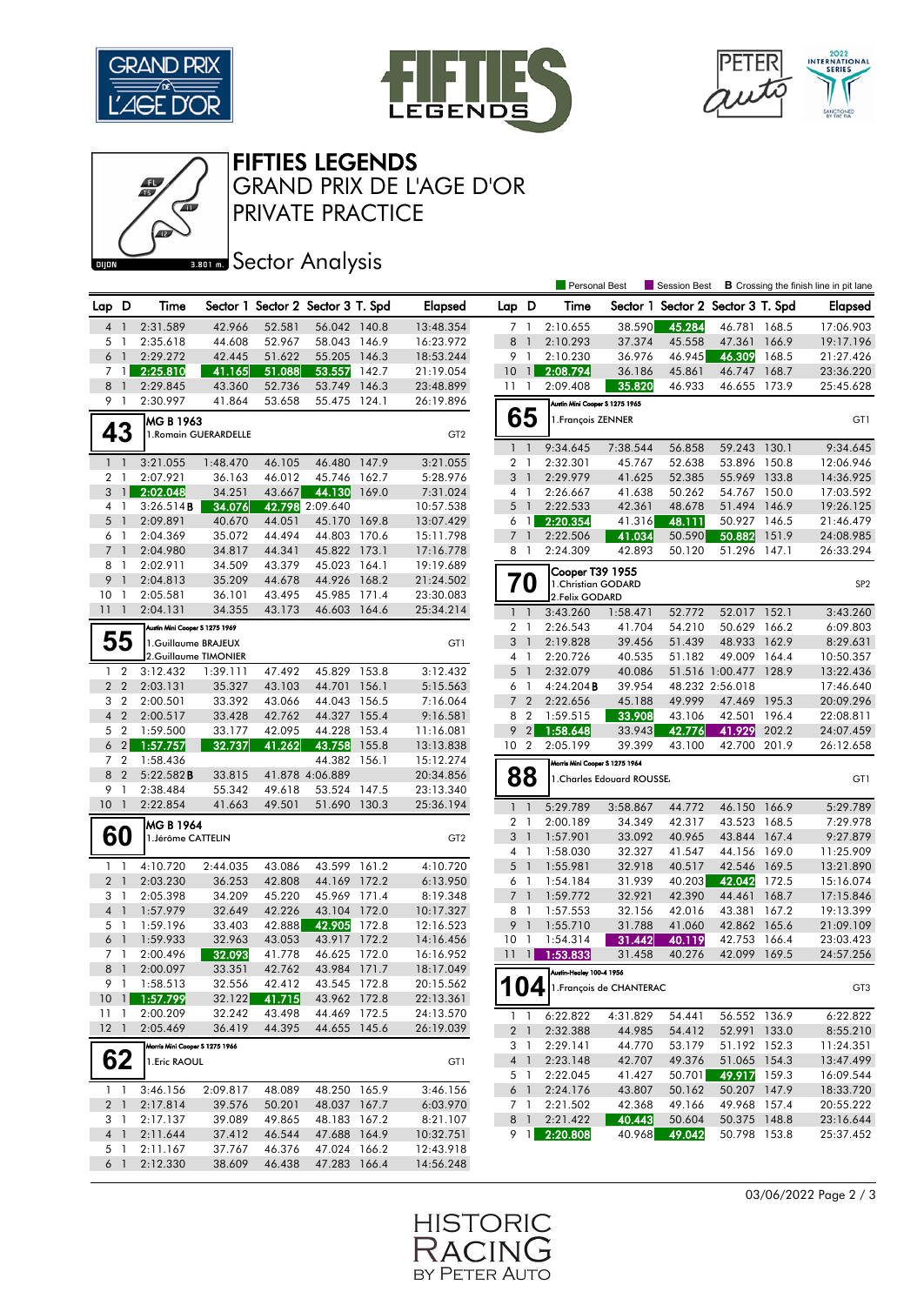# FIFTIES LEGENDS

## GRAND PRIX DE L'AGE D'OR

## PRIVATE PRACTICE

### Sector Analysis

DIJON 3.801 m.

Personal Best | Session Best | **B** Crossing the finish line in pit lane

| Lap | D | Time | Sector 1 | Sector 2 | Sector 3 | T. Spd | Elapsed |
|---|---|---|---|---|---|---|---|
| 4 | 1 | 2:31.589 | 42.966 | 52.581 | 56.042 | 140.8 | 13:48.354 |
| 5 | 1 | 2:35.618 | 44.608 | 52.967 | 58.043 | 146.9 | 16:23.972 |
| 6 | 1 | 2:29.272 | 42.445 | 51.622 | 55.205 | 146.3 | 18:53.244 |
| 7 | 1 | 2:25.810 | 41.165 | 51.088 | 53.557 | 142.7 | 21:19.054 |
| 8 | 1 | 2:29.845 | 43.360 | 52.736 | 53.749 | 146.3 | 23:48.899 |
| 9 | 1 | 2:30.997 | 41.864 | 53.658 | 55.475 | 124.1 | 26:19.896 |

**43** — MG B 1963 — 1.Romain GUERARDELLE — GT2

| Lap | D | Time | Sector 1 | Sector 2 | Sector 3 | T. Spd | Elapsed |
|---|---|---|---|---|---|---|---|
| 1 | 1 | 3:21.055 | 1:48.470 | 46.105 | 46.480 | 147.9 | 3:21.055 |
| 2 | 1 | 2:07.921 | 36.163 | 46.012 | 45.746 | 162.7 | 5:28.976 |
| 3 | 1 | 2:02.048 | 34.251 | 43.667 | 44.130 | 169.0 | 7:31.024 |
| 4 | 1 | 3:26.514 **B** | 34.076 | 42.798 | 2:09.640 | | 10:57.538 |
| 5 | 1 | 2:09.891 | 40.670 | 44.051 | 45.170 | 169.8 | 13:07.429 |
| 6 | 1 | 2:04.369 | 35.072 | 44.494 | 44.803 | 170.6 | 15:11.798 |
| 7 | 1 | 2:04.980 | 34.817 | 44.341 | 45.822 | 173.1 | 17:16.778 |
| 8 | 1 | 2:02.911 | 34.509 | 43.379 | 45.023 | 164.1 | 19:19.689 |
| 9 | 1 | 2:04.813 | 35.209 | 44.678 | 44.926 | 168.2 | 21:24.502 |
| 10 | 1 | 2:05.581 | 36.101 | 43.495 | 45.985 | 171.4 | 23:30.083 |
| 11 | 1 | 2:04.131 | 34.355 | 43.173 | 46.603 | 164.6 | 25:34.214 |

**55** — Austin Mini Cooper S 1275 1969 — 1.Guillaume BRAJEUX, 2.Guillaume TIMONIER — GT1

| Lap | D | Time | Sector 1 | Sector 2 | Sector 3 | T. Spd | Elapsed |
|---|---|---|---|---|---|---|---|
| 1 | 2 | 3:12.432 | 1:39.111 | 47.492 | 45.829 | 153.8 | 3:12.432 |
| 2 | 2 | 2:03.131 | 35.327 | 43.103 | 44.701 | 156.1 | 5:15.563 |
| 3 | 2 | 2:00.501 | 33.392 | 43.066 | 44.043 | 156.5 | 7:16.064 |
| 4 | 2 | 2:00.517 | 33.428 | 42.762 | 44.327 | 155.4 | 9:16.581 |
| 5 | 2 | 1:59.500 | 33.177 | 42.095 | 44.228 | 153.4 | 11:16.081 |
| 6 | 2 | 1:57.757 | 32.737 | 41.262 | 43.758 | 155.8 | 13:13.838 |
| 7 | 2 | 1:58.436 | | | 44.382 | 156.1 | 15:12.274 |
| 8 | 2 | 5:22.582 **B** | 33.815 | 41.878 | 4:06.889 | | 20:34.856 |
| 9 | 1 | 2:38.484 | 55.342 | 49.618 | 53.524 | 147.5 | 23:13.340 |
| 10 | 1 | 2:22.854 | 41.663 | 49.501 | 51.690 | 130.3 | 25:36.194 |

**60** — MG B 1964 — 1.Jérôme CATTELIN — GT2

| Lap | D | Time | Sector 1 | Sector 2 | Sector 3 | T. Spd | Elapsed |
|---|---|---|---|---|---|---|---|
| 1 | 1 | 4:10.720 | 2:44.035 | 43.086 | 43.599 | 161.2 | 4:10.720 |
| 2 | 1 | 2:03.230 | 36.253 | 42.808 | 44.169 | 172.2 | 6:13.950 |
| 3 | 1 | 2:05.398 | 34.209 | 45.220 | 45.969 | 171.4 | 8:19.348 |
| 4 | 1 | 1:57.979 | 32.649 | 42.226 | 43.104 | 172.0 | 10:17.327 |
| 5 | 1 | 1:59.196 | 33.403 | 42.888 | 42.905 | 172.8 | 12:16.523 |
| 6 | 1 | 1:59.933 | 32.963 | 43.053 | 43.917 | 172.2 | 14:16.456 |
| 7 | 1 | 2:00.496 | 32.093 | 41.778 | 46.625 | 172.0 | 16:16.952 |
| 8 | 1 | 2:00.097 | 33.351 | 42.762 | 43.984 | 171.7 | 18:17.049 |
| 9 | 1 | 1:58.513 | 32.556 | 42.412 | 43.545 | 172.8 | 20:15.562 |
| 10 | 1 | 1:57.799 | 32.122 | 41.715 | 43.962 | 172.8 | 22:13.361 |
| 11 | 1 | 2:00.209 | 32.242 | 43.498 | 44.469 | 172.5 | 24:13.570 |
| 12 | 1 | 2:05.469 | 36.419 | 44.395 | 44.655 | 145.6 | 26:19.039 |

**62** — Morris Mini Cooper S 1275 1966 — 1.Eric RAOUL — GT1

| Lap | D | Time | Sector 1 | Sector 2 | Sector 3 | T. Spd | Elapsed |
|---|---|---|---|---|---|---|---|
| 1 | 1 | 3:46.156 | 2:09.817 | 48.089 | 48.250 | 165.9 | 3:46.156 |
| 2 | 1 | 2:17.814 | 39.576 | 50.201 | 48.037 | 167.7 | 6:03.970 |
| 3 | 1 | 2:17.137 | 39.089 | 49.865 | 48.183 | 167.2 | 8:21.107 |
| 4 | 1 | 2:11.644 | 37.412 | 46.544 | 47.688 | 164.9 | 10:32.751 |
| 5 | 1 | 2:11.167 | 37.767 | 46.376 | 47.024 | 166.2 | 12:43.918 |
| 6 | 1 | 2:12.330 | 38.609 | 46.438 | 47.283 | 166.4 | 14:56.248 |
| 7 | 1 | 2:10.655 | 38.590 | 45.284 | 46.781 | 168.5 | 17:06.903 |
| 8 | 1 | 2:10.293 | 37.374 | 45.558 | 47.361 | 166.9 | 19:17.196 |
| 9 | 1 | 2:10.230 | 36.976 | 46.945 | 46.309 | 168.5 | 21:27.426 |
| 10 | 1 | 2:08.794 | 36.186 | 45.861 | 46.747 | 168.7 | 23:36.220 |
| 11 | 1 | 2:09.408 | 35.820 | 46.933 | 46.655 | 173.9 | 25:45.628 |

**65** — Austin Mini Cooper S 1275 1965 — 1.François ZENNER — GT1

| Lap | D | Time | Sector 1 | Sector 2 | Sector 3 | T. Spd | Elapsed |
|---|---|---|---|---|---|---|---|
| 1 | 1 | 9:34.645 | 7:38.544 | 56.858 | 59.243 | 130.1 | 9:34.645 |
| 2 | 1 | 2:32.301 | 45.767 | 52.638 | 53.896 | 150.8 | 12:06.946 |
| 3 | 1 | 2:29.979 | 41.625 | 52.385 | 55.969 | 133.8 | 14:36.925 |
| 4 | 1 | 2:26.667 | 41.638 | 50.262 | 54.767 | 150.0 | 17:03.592 |
| 5 | 1 | 2:22.533 | 42.361 | 48.678 | 51.494 | 146.9 | 19:26.125 |
| 6 | 1 | 2:20.354 | 41.316 | 48.111 | 50.927 | 146.5 | 21:46.479 |
| 7 | 1 | 2:22.506 | 41.034 | 50.590 | 50.882 | 151.9 | 24:08.985 |
| 8 | 1 | 2:24.309 | 42.893 | 50.120 | 51.296 | 147.1 | 26:33.294 |

**70** — Cooper T39 1955 — 1.Christian GODARD, 2.Felix GODARD — SP2

| Lap | D | Time | Sector 1 | Sector 2 | Sector 3 | T. Spd | Elapsed |
|---|---|---|---|---|---|---|---|
| 1 | 1 | 3:43.260 | 1:58.471 | 52.772 | 52.017 | 152.1 | 3:43.260 |
| 2 | 1 | 2:26.543 | 41.704 | 54.210 | 50.629 | 166.2 | 6:09.803 |
| 3 | 1 | 2:19.828 | 39.456 | 51.439 | 48.933 | 162.9 | 8:29.631 |
| 4 | 1 | 2:20.726 | 40.535 | 51.182 | 49.009 | 164.4 | 10:50.357 |
| 5 | 1 | 2:32.079 | 40.086 | 51.516 | 1:00.477 | 128.9 | 13:22.436 |
| 6 | 1 | 4:24.204 **B** | 39.954 | 48.232 | 2:56.018 | | 17:46.640 |
| 7 | 2 | 2:22.656 | 45.188 | 49.999 | 47.469 | 195.3 | 20:09.296 |
| 8 | 2 | 1:59.515 | 33.908 | 43.106 | 42.501 | 196.4 | 22:08.811 |
| 9 | 2 | 1:58.648 | 33.943 | 42.776 | 41.929 | 202.2 | 24:07.459 |
| 10 | 2 | 2:05.199 | 39.399 | 43.100 | 42.700 | 201.9 | 26:12.658 |

**88** — Morris Mini Cooper S 1275 1964 — 1.Charles Edouard ROUSSE. — GT1

| Lap | D | Time | Sector 1 | Sector 2 | Sector 3 | T. Spd | Elapsed |
|---|---|---|---|---|---|---|---|
| 1 | 1 | 5:29.789 | 3:58.867 | 44.772 | 46.150 | 166.9 | 5:29.789 |
| 2 | 1 | 2:00.189 | 34.349 | 42.317 | 43.523 | 168.5 | 7:29.978 |
| 3 | 1 | 1:57.901 | 33.092 | 40.965 | 43.844 | 167.4 | 9:27.879 |
| 4 | 1 | 1:58.030 | 32.327 | 41.547 | 44.156 | 169.0 | 11:25.909 |
| 5 | 1 | 1:55.981 | 32.918 | 40.517 | 42.546 | 169.5 | 13:21.890 |
| 6 | 1 | 1:54.184 | 31.939 | 40.203 | 42.042 | 172.5 | 15:16.074 |
| 7 | 1 | 1:59.772 | 32.921 | 42.390 | 44.461 | 168.7 | 17:15.846 |
| 8 | 1 | 1:57.553 | 32.156 | 42.016 | 43.381 | 167.2 | 19:13.399 |
| 9 | 1 | 1:55.710 | 31.788 | 41.060 | 42.862 | 165.6 | 21:09.109 |
| 10 | 1 | 1:54.314 | 31.442 | 40.119 | 42.753 | 166.4 | 23:03.423 |
| 11 | 1 | 1:53.833 | 31.458 | 40.276 | 42.099 | 169.5 | 24:57.256 |

**104** — Austin-Healey 100-4 1956 — 1.François de CHANTERAC — GT3

| Lap | D | Time | Sector 1 | Sector 2 | Sector 3 | T. Spd | Elapsed |
|---|---|---|---|---|---|---|---|
| 1 | 1 | 6:22.822 | 4:31.829 | 54.441 | 56.552 | 136.9 | 6:22.822 |
| 2 | 1 | 2:32.388 | 44.985 | 54.412 | 52.991 | 133.0 | 8:55.210 |
| 3 | 1 | 2:29.141 | 44.770 | 53.179 | 51.192 | 152.3 | 11:24.351 |
| 4 | 1 | 2:23.148 | 42.707 | 49.376 | 51.065 | 154.3 | 13:47.499 |
| 5 | 1 | 2:22.045 | 41.427 | 50.701 | 49.917 | 159.3 | 16:09.544 |
| 6 | 1 | 2:24.176 | 43.807 | 50.162 | 50.207 | 147.9 | 18:33.720 |
| 7 | 1 | 2:21.502 | 42.368 | 49.166 | 49.968 | 157.4 | 20:55.222 |
| 8 | 1 | 2:21.422 | 40.443 | 50.604 | 50.375 | 148.8 | 23:16.644 |
| 9 | 1 | 2:20.808 | 40.968 | 49.042 | 50.798 | 153.8 | 25:37.452 |

03/06/2022

HISTORIC RACING BY PETER AUTO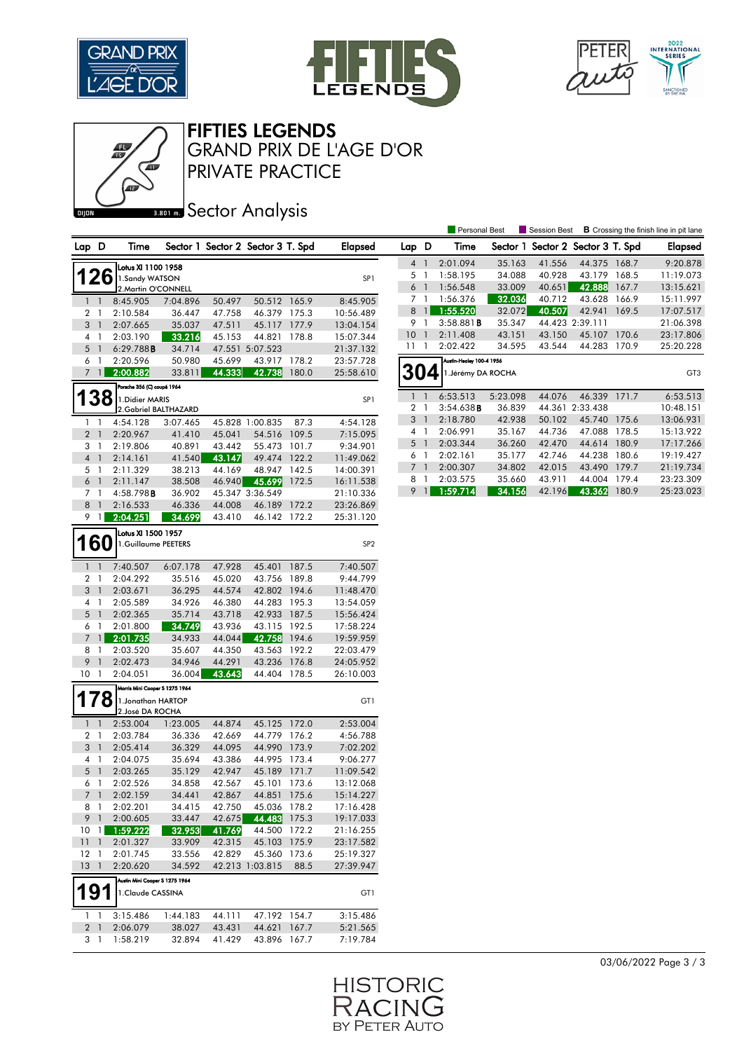# FIFTIES LEGENDS

## GRAND PRIX DE L'AGE D'OR

## PRIVATE PRACTICE

### Sector Analysis

DIJON 3.801 m.

Personal Best | Session Best | B Crossing the finish line in pit lane

**126** Lotus XI 1100 1958 — 1.Sandy WATSON, 2.Martin O'CONNELL — SP1

| Lap | D | Time | Sector 1 | Sector 2 | Sector 3 | T. Spd | Elapsed |
|---|---|---|---|---|---|---|---|
| 1 | 1 | 8:45.905 | 7:04.896 | 50.497 | 50.512 | 165.9 | 8:45.905 |
| 2 | 1 | 2:10.584 | 36.447 | 47.758 | 46.379 | 175.3 | 10:56.489 |
| 3 | 1 | 2:07.665 | 35.037 | 47.511 | 45.117 | 177.9 | 13:04.154 |
| 4 | 1 | 2:03.190 | 33.216 | 45.153 | 44.821 | 178.8 | 15:07.344 |
| 5 | 1 | 6:29.788 B | 34.714 | 47.551 | 5:07.523 | | 21:37.132 |
| 6 | 1 | 2:20.596 | 50.980 | 45.699 | 43.917 | 178.2 | 23:57.728 |
| 7 | 1 | 2:00.882 | 33.811 | 44.333 | 42.738 | 180.0 | 25:58.610 |

**138** Porsche 356 (C) coupé 1964 — 1.Didier MARIS, 2.Gabriel BALTHAZARD — SP1

| Lap | D | Time | Sector 1 | Sector 2 | Sector 3 | T. Spd | Elapsed |
|---|---|---|---|---|---|---|---|
| 1 | 1 | 4:54.128 | 3:07.465 | 45.828 | 1:00.835 | 87.3 | 4:54.128 |
| 2 | 1 | 2:20.967 | 41.410 | 45.041 | 54.516 | 109.5 | 7:15.095 |
| 3 | 1 | 2:19.806 | 40.891 | 43.442 | 55.473 | 101.7 | 9:34.901 |
| 4 | 1 | 2:14.161 | 41.540 | 43.147 | 49.474 | 122.2 | 11:49.062 |
| 5 | 1 | 2:11.329 | 38.213 | 44.169 | 48.947 | 142.5 | 14:00.391 |
| 6 | 1 | 2:11.147 | 38.508 | 46.940 | 45.699 | 172.5 | 16:11.538 |
| 7 | 1 | 4:58.798 B | 36.902 | 45.347 | 3:36.549 | | 21:10.336 |
| 8 | 1 | 2:16.533 | 46.336 | 44.008 | 46.189 | 172.2 | 23:26.869 |
| 9 | 1 | 2:04.251 | 34.699 | 43.410 | 46.142 | 172.2 | 25:31.120 |

**160** Lotus XI 1500 1957 — 1.Guillaume PEETERS — SP2

| Lap | D | Time | Sector 1 | Sector 2 | Sector 3 | T. Spd | Elapsed |
|---|---|---|---|---|---|---|---|
| 1 | 1 | 7:40.507 | 6:07.178 | 47.928 | 45.401 | 187.5 | 7:40.507 |
| 2 | 1 | 2:04.292 | 35.516 | 45.020 | 43.756 | 189.8 | 9:44.799 |
| 3 | 1 | 2:03.671 | 36.295 | 44.574 | 42.802 | 194.6 | 11:48.470 |
| 4 | 1 | 2:05.589 | 34.926 | 46.380 | 44.283 | 195.3 | 13:54.059 |
| 5 | 1 | 2:02.365 | 35.714 | 43.718 | 42.933 | 187.5 | 15:56.424 |
| 6 | 1 | 2:01.800 | 34.749 | 43.936 | 43.115 | 192.5 | 17:58.224 |
| 7 | 1 | 2:01.735 | 34.933 | 44.044 | 42.758 | 194.6 | 19:59.959 |
| 8 | 1 | 2:03.520 | 35.607 | 44.350 | 43.563 | 192.2 | 22:03.479 |
| 9 | 1 | 2:02.473 | 34.946 | 44.291 | 43.236 | 176.8 | 24:05.952 |
| 10 | 1 | 2:04.051 | 36.004 | 43.643 | 44.404 | 178.5 | 26:10.003 |

**178** Morris Mini Cooper S 1275 1964 — 1.Jonathan HARTOP, 2.José DA ROCHA — GT1

| Lap | D | Time | Sector 1 | Sector 2 | Sector 3 | T. Spd | Elapsed |
|---|---|---|---|---|---|---|---|
| 1 | 1 | 2:53.004 | 1:23.005 | 44.874 | 45.125 | 172.0 | 2:53.004 |
| 2 | 1 | 2:03.784 | 36.336 | 42.669 | 44.779 | 176.2 | 4:56.788 |
| 3 | 1 | 2:05.414 | 36.329 | 44.095 | 44.990 | 173.9 | 7:02.202 |
| 4 | 1 | 2:04.075 | 35.694 | 43.386 | 44.995 | 173.4 | 9:06.277 |
| 5 | 1 | 2:03.265 | 35.129 | 42.947 | 45.189 | 171.7 | 11:09.542 |
| 6 | 1 | 2:02.526 | 34.858 | 42.567 | 45.101 | 173.6 | 13:12.068 |
| 7 | 1 | 2:02.159 | 34.441 | 42.867 | 44.851 | 175.6 | 15:14.227 |
| 8 | 1 | 2:02.201 | 34.415 | 42.750 | 45.036 | 178.2 | 17:16.428 |
| 9 | 1 | 2:00.605 | 33.447 | 42.675 | 44.483 | 175.3 | 19:17.033 |
| 10 | 1 | 1:59.222 | 32.953 | 41.769 | 44.500 | 172.2 | 21:16.255 |
| 11 | 1 | 2:01.327 | 33.909 | 42.315 | 45.103 | 175.9 | 23:17.582 |
| 12 | 1 | 2:01.745 | 33.556 | 42.829 | 45.360 | 173.6 | 25:19.327 |
| 13 | 1 | 2:20.620 | 34.592 | 42.213 | 1:03.815 | 88.5 | 27:39.947 |

**191** Austin Mini Cooper S 1275 1964 — 1.Claude CASSINA — GT1

| Lap | D | Time | Sector 1 | Sector 2 | Sector 3 | T. Spd | Elapsed |
|---|---|---|---|---|---|---|---|
| 1 | 1 | 3:15.486 | 1:44.183 | 44.111 | 47.192 | 154.7 | 3:15.486 |
| 2 | 1 | 2:06.079 | 38.027 | 43.431 | 44.621 | 167.7 | 5:21.565 |
| 3 | 1 | 1:58.219 | 32.894 | 41.429 | 43.896 | 167.7 | 7:19.784 |
| 4 | 1 | 2:01.094 | 35.163 | 41.556 | 44.375 | 168.7 | 9:20.878 |
| 5 | 1 | 1:58.195 | 34.088 | 40.928 | 43.179 | 168.5 | 11:19.073 |
| 6 | 1 | 1:56.548 | 33.009 | 40.651 | 42.888 | 167.7 | 13:15.621 |
| 7 | 1 | 1:56.376 | 32.036 | 40.712 | 43.628 | 166.9 | 15:11.997 |
| 8 | 1 | 1:55.520 | 32.072 | 40.507 | 42.941 | 169.5 | 17:07.517 |
| 9 | 1 | 3:58.881 B | 35.347 | 44.423 | 2:39.111 | | 21:06.398 |
| 10 | 1 | 2:11.408 | 43.151 | 43.150 | 45.107 | 170.6 | 23:17.806 |
| 11 | 1 | 2:02.422 | 34.595 | 43.544 | 44.283 | 170.9 | 25:20.228 |

**304** Austin-Healey 100-4 1956 — 1.Jérémy DA ROCHA — GT3

| Lap | D | Time | Sector 1 | Sector 2 | Sector 3 | T. Spd | Elapsed |
|---|---|---|---|---|---|---|---|
| 1 | 1 | 6:53.513 | 5:23.098 | 44.076 | 46.339 | 171.7 | 6:53.513 |
| 2 | 1 | 3:54.638 B | 36.839 | 44.361 | 2:33.438 | | 10:48.151 |
| 3 | 1 | 2:18.780 | 42.938 | 50.102 | 45.740 | 175.6 | 13:06.931 |
| 4 | 1 | 2:06.991 | 35.167 | 44.736 | 47.088 | 178.5 | 15:13.922 |
| 5 | 1 | 2:03.344 | 36.260 | 42.470 | 44.614 | 180.9 | 17:17.266 |
| 6 | 1 | 2:02.161 | 35.177 | 42.746 | 44.238 | 180.6 | 19:19.427 |
| 7 | 1 | 2:00.307 | 34.802 | 42.015 | 43.490 | 179.7 | 21:19.734 |
| 8 | 1 | 2:03.575 | 35.660 | 43.911 | 44.004 | 179.4 | 23:23.309 |
| 9 | 1 | 1:59.714 | 34.156 | 42.196 | 43.362 | 180.9 | 25:23.023 |

03/06/2022